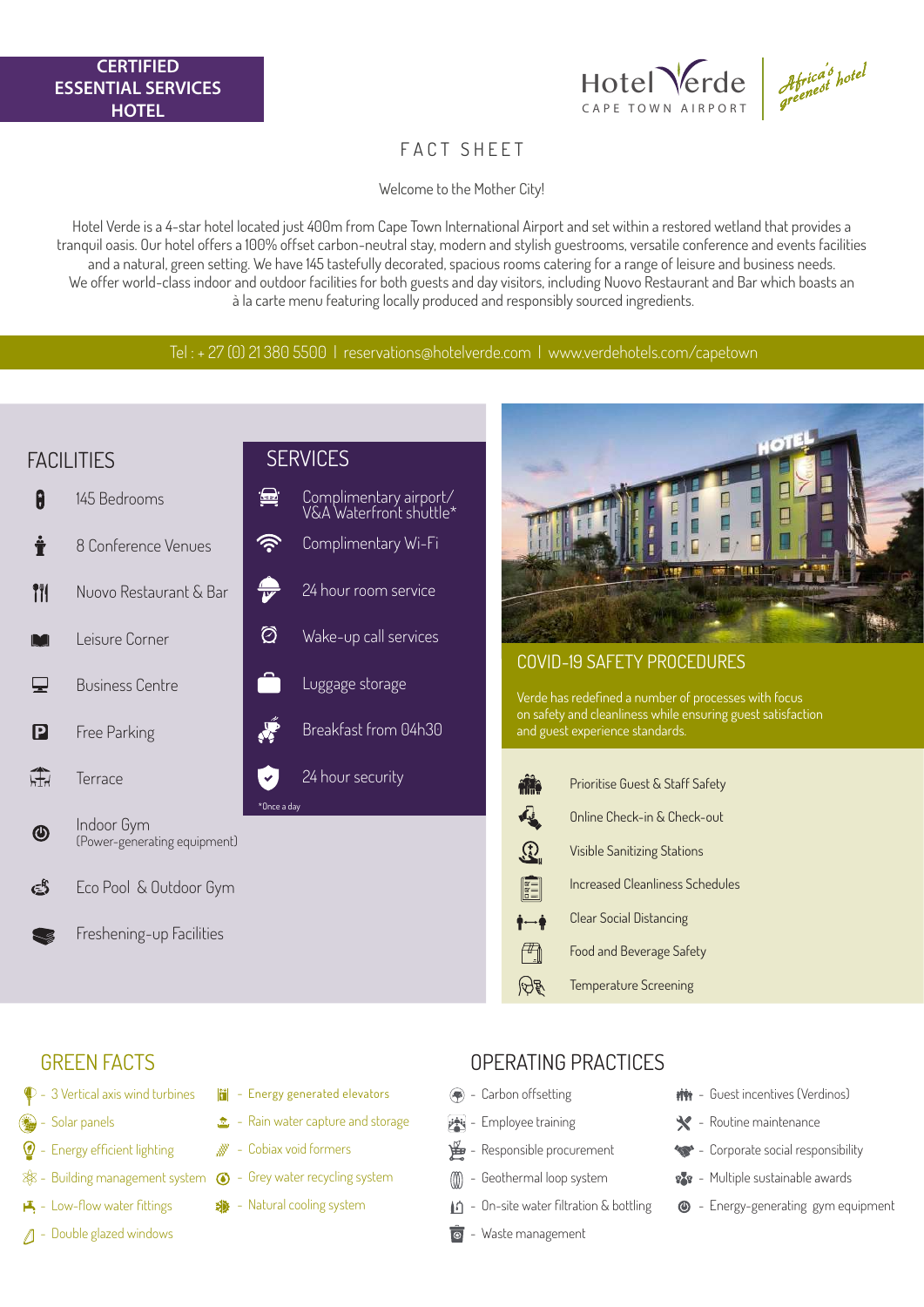**CERTIFIED ESSENTIAL SERVICES HOTEL**

Hotel Verde
CAPE TOWN AIRPORT

Africa's greenest hotel

# FACT SHEET

Welcome to the Mother City!

Hotel Verde is a 4-star hotel located just 400m from Cape Town International Airport and set within a restored wetland that provides a tranquil oasis. Our hotel offers a 100% offset carbon-neutral stay, modern and stylish guestrooms, versatile conference and events facilities and a natural, green setting. We have 145 tastefully decorated, spacious rooms catering for a range of leisure and business needs. We offer world-class indoor and outdoor facilities for both guests and day visitors, including Nuovo Restaurant and Bar which boasts an à la carte menu featuring locally produced and responsibly sourced ingredients.

Tel : + 27 (0) 21 380 5500 | reservations@hotelverde.com | www.verdehotels.com/capetown

## FACILITIES

- 145 Bedrooms
- 8 Conference Venues
- Nuovo Restaurant & Bar
- Leisure Corner
- Business Centre
- Free Parking
- Terrace
- Indoor Gym (Power-generating equipment)
- Eco Pool & Outdoor Gym
- Freshening-up Facilities

## SERVICES

- Complimentary airport/ V&A Waterfront shuttle*
- Complimentary Wi-Fi
- 24 hour room service
- Wake-up call services
- Luggage storage
- Breakfast from 04h30
- 24 hour security

*Once a day

## COVID-19 SAFETY PROCEDURES

Verde has redefined a number of processes with focus on safety and cleanliness while ensuring guest satisfaction and guest experience standards.

- Prioritise Guest & Staff Safety
- Online Check-in & Check-out
- Visible Sanitizing Stations
- Increased Cleanliness Schedules
- Clear Social Distancing
- Food and Beverage Safety
- Temperature Screening

## GREEN FACTS

- 3 Vertical axis wind turbines
- Solar panels
- Energy efficient lighting
- Building management system
- Low-flow water fittings
- Double glazed windows
- Energy generated elevators
- Rain water capture and storage
- Cobiax void formers
- Grey water recycling system
- Natural cooling system

## OPERATING PRACTICES

- Carbon offsetting
- Employee training
- Responsible procurement
- Geothermal loop system
- On-site water filtration & bottling
- Waste management
- Guest incentives (Verdinos)
- Routine maintenance
- Corporate social responsibility
- Multiple sustainable awards
- Energy-generating gym equipment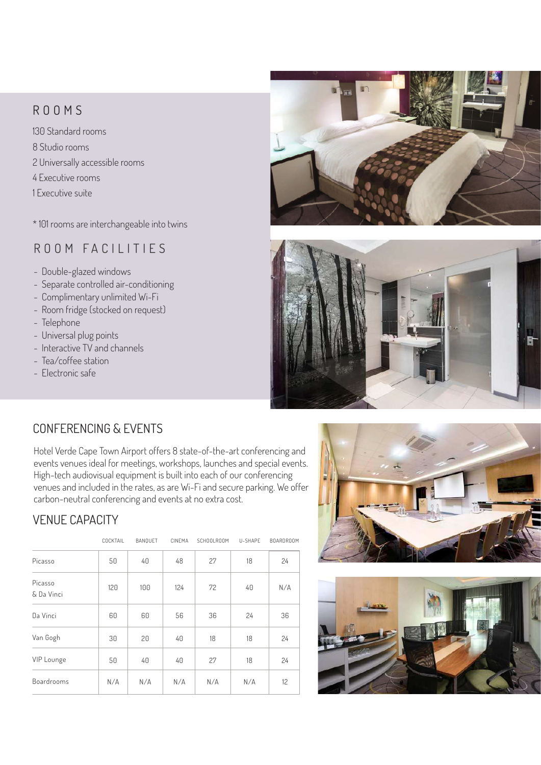## ROOMS

130 Standard rooms
8 Studio rooms
2 Universally accessible rooms
4 Executive rooms
1 Executive suite

* 101 rooms are interchangeable into twins

## ROOM FACILITIES

- Double-glazed windows
- Separate controlled air-conditioning
- Complimentary unlimited Wi-Fi
- Room fridge (stocked on request)
- Telephone
- Universal plug points
- Interactive TV and channels
- Tea/coffee station
- Electronic safe

## CONFERENCING & EVENTS

Hotel Verde Cape Town Airport offers 8 state-of-the-art conferencing and events venues ideal for meetings, workshops, launches and special events. High-tech audiovisual equipment is built into each of our conferencing venues and included in the rates, as are Wi-Fi and secure parking. We offer carbon-neutral conferencing and events at no extra cost.

## VENUE CAPACITY

| | COCKTAIL | BANQUET | CINEMA | SCHOOLROOM | U-SHAPE | BOARDROOM |
|---|---|---|---|---|---|---|
| Picasso | 50 | 40 | 48 | 27 | 18 | 24 |
| Picasso & Da Vinci | 120 | 100 | 124 | 72 | 40 | N/A |
| Da Vinci | 60 | 60 | 56 | 36 | 24 | 36 |
| Van Gogh | 30 | 20 | 40 | 18 | 18 | 24 |
| VIP Lounge | 50 | 40 | 40 | 27 | 18 | 24 |
| Boardrooms | N/A | N/A | N/A | N/A | N/A | 12 |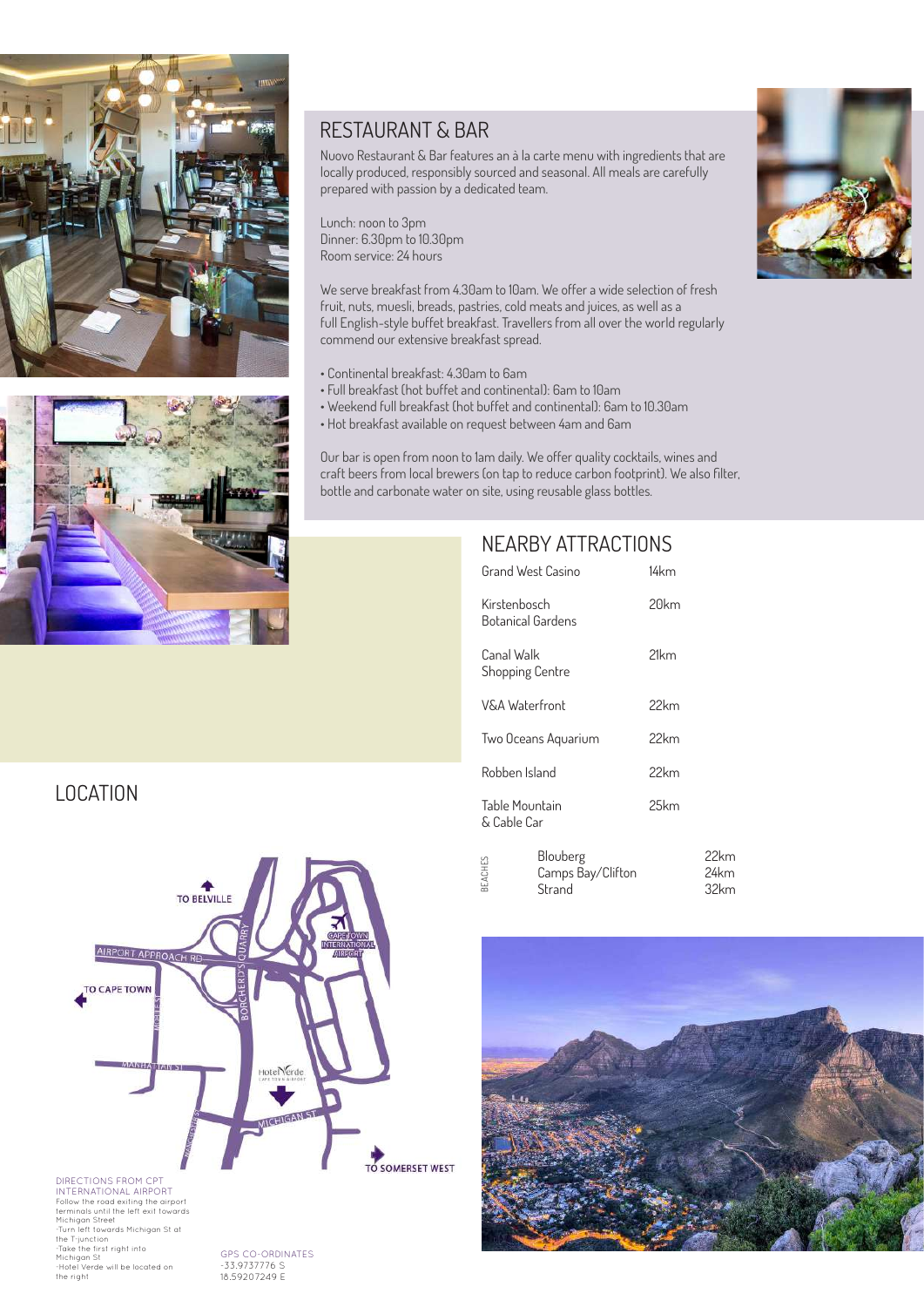## RESTAURANT & BAR

Nuovo Restaurant & Bar features an à la carte menu with ingredients that are locally produced, responsibly sourced and seasonal. All meals are carefully prepared with passion by a dedicated team.

Lunch: noon to 3pm
Dinner: 6.30pm to 10.30pm
Room service: 24 hours

We serve breakfast from 4.30am to 10am. We offer a wide selection of fresh fruit, nuts, muesli, breads, pastries, cold meats and juices, as well as a full English-style buffet breakfast. Travellers from all over the world regularly commend our extensive breakfast spread.

- Continental breakfast: 4.30am to 6am
- Full breakfast (hot buffet and continental): 6am to 10am
- Weekend full breakfast (hot buffet and continental): 6am to 10.30am
- Hot breakfast available on request between 4am and 6am

Our bar is open from noon to 1am daily. We offer quality cocktails, wines and craft beers from local brewers (on tap to reduce carbon footprint). We also filter, bottle and carbonate water on site, using reusable glass bottles.

## NEARBY ATTRACTIONS

| | |
|---|---|
| Grand West Casino | 14km |
| Kirstenbosch Botanical Gardens | 20km |
| Canal Walk Shopping Centre | 21km |
| V&A Waterfront | 22km |
| Two Oceans Aquarium | 22km |
| Robben Island | 22km |
| Table Mountain & Cable Car | 25km |

BEACHES

| | |
|---|---|
| Blouberg | 22km |
| Camps Bay/Clifton | 24km |
| Strand | 32km |

## LOCATION

TO BELVILLE
AIRPORT APPROACH RD
TO CAPE TOWN
BORCHERD'S QUARRY
CAPE TOWN INTERNATIONAL AIRPORT
MANHATTAN ST
Hotel Verde CAPE TOWN AIRPORT
MICHIGAN ST
TO SOMERSET WEST

DIRECTIONS FROM CPT INTERNATIONAL AIRPORT
Follow the road exiting the airport terminals until the left exit towards Michigan Street
-Turn left towards Michigan St at the T-junction
-Take the first right into Michigan St
-Hotel Verde will be located on the right

GPS CO-ORDINATES
-33.9737776 S
18.59207249 E